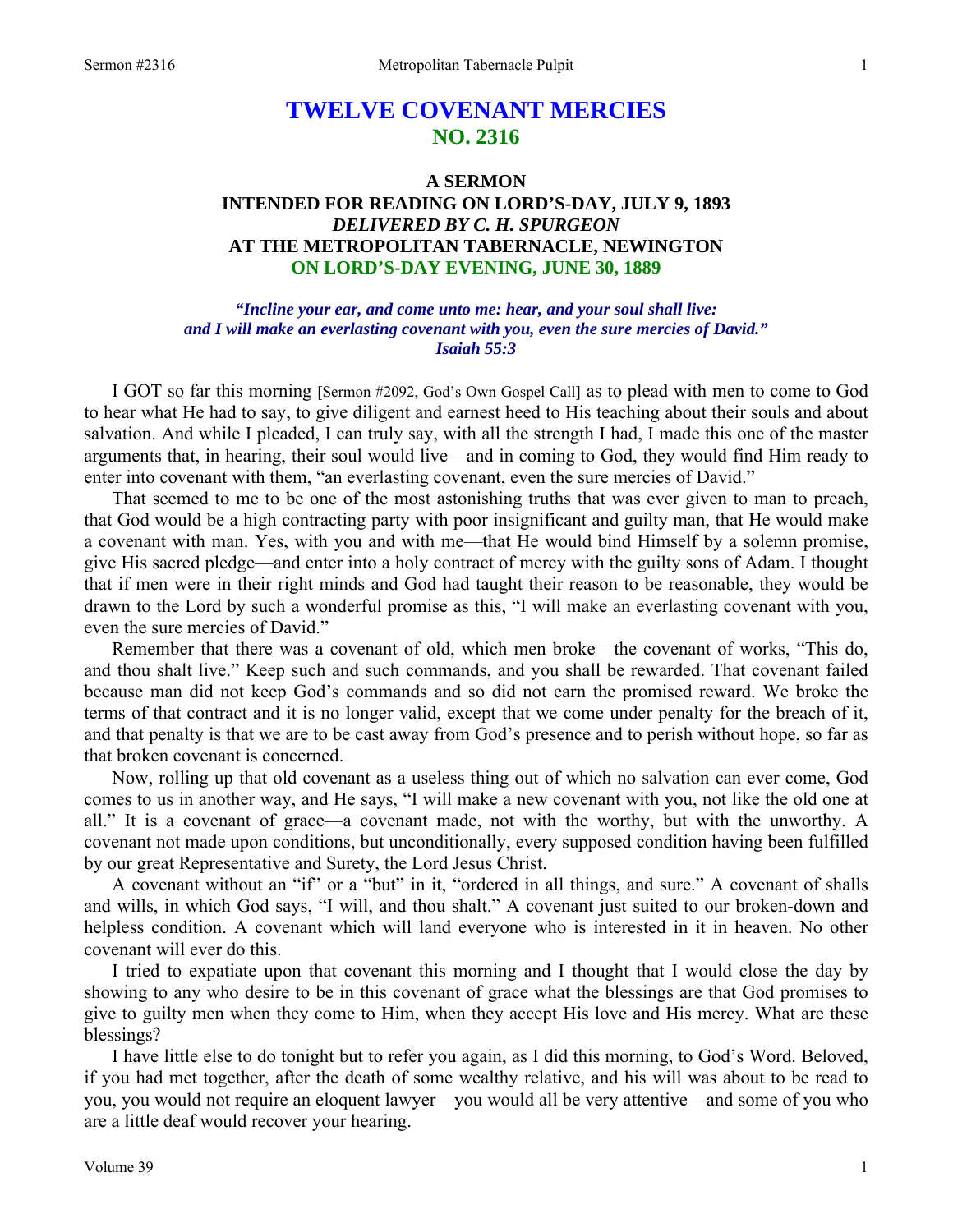# TWELVE COVENANT MERCIES
## NO. 2316

### A SERMON
### INTENDED FOR READING ON LORD'S-DAY, JULY 9, 1893
### *DELIVERED BY C. H. SPURGEON*
### AT THE METROPOLITAN TABERNACLE, NEWINGTON
### ON LORD'S-DAY EVENING, JUNE 30, 1889

*"Incline your ear, and come unto me: hear, and your soul shall live: and I will make an everlasting covenant with you, even the sure mercies of David." Isaiah 55:3*

I GOT so far this morning [Sermon #2092, God's Own Gospel Call] as to plead with men to come to God to hear what He had to say, to give diligent and earnest heed to His teaching about their souls and about salvation. And while I pleaded, I can truly say, with all the strength I had, I made this one of the master arguments that, in hearing, their soul would live—and in coming to God, they would find Him ready to enter into covenant with them, "an everlasting covenant, even the sure mercies of David."

That seemed to me to be one of the most astonishing truths that was ever given to man to preach, that God would be a high contracting party with poor insignificant and guilty man, that He would make a covenant with man. Yes, with you and with me—that He would bind Himself by a solemn promise, give His sacred pledge—and enter into a holy contract of mercy with the guilty sons of Adam. I thought that if men were in their right minds and God had taught their reason to be reasonable, they would be drawn to the Lord by such a wonderful promise as this, "I will make an everlasting covenant with you, even the sure mercies of David."

Remember that there was a covenant of old, which men broke—the covenant of works, "This do, and thou shalt live." Keep such and such commands, and you shall be rewarded. That covenant failed because man did not keep God's commands and so did not earn the promised reward. We broke the terms of that contract and it is no longer valid, except that we come under penalty for the breach of it, and that penalty is that we are to be cast away from God's presence and to perish without hope, so far as that broken covenant is concerned.

Now, rolling up that old covenant as a useless thing out of which no salvation can ever come, God comes to us in another way, and He says, "I will make a new covenant with you, not like the old one at all." It is a covenant of grace—a covenant made, not with the worthy, but with the unworthy. A covenant not made upon conditions, but unconditionally, every supposed condition having been fulfilled by our great Representative and Surety, the Lord Jesus Christ.

A covenant without an "if" or a "but" in it, "ordered in all things, and sure." A covenant of shalls and wills, in which God says, "I will, and thou shalt." A covenant just suited to our broken-down and helpless condition. A covenant which will land everyone who is interested in it in heaven. No other covenant will ever do this.

I tried to expatiate upon that covenant this morning and I thought that I would close the day by showing to any who desire to be in this covenant of grace what the blessings are that God promises to give to guilty men when they come to Him, when they accept His love and His mercy. What are these blessings?

I have little else to do tonight but to refer you again, as I did this morning, to God's Word. Beloved, if you had met together, after the death of some wealthy relative, and his will was about to be read to you, you would not require an eloquent lawyer—you would all be very attentive—and some of you who are a little deaf would recover your hearing.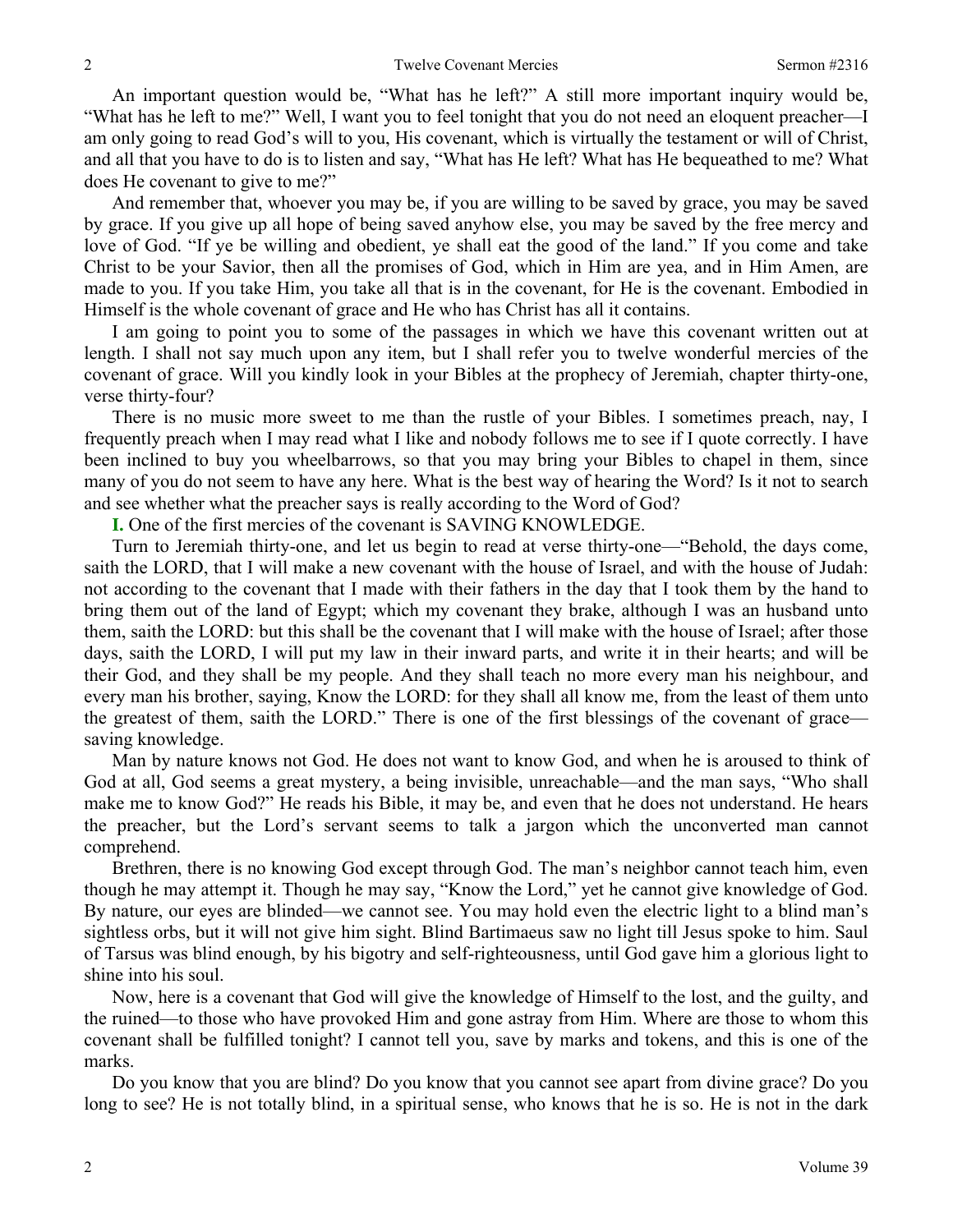An important question would be, "What has he left?" A still more important inquiry would be, "What has he left to me?" Well, I want you to feel tonight that you do not need an eloquent preacher—I am only going to read God's will to you, His covenant, which is virtually the testament or will of Christ, and all that you have to do is to listen and say, "What has He left? What has He bequeathed to me? What does He covenant to give to me?"

And remember that, whoever you may be, if you are willing to be saved by grace, you may be saved by grace. If you give up all hope of being saved anyhow else, you may be saved by the free mercy and love of God. "If ye be willing and obedient, ye shall eat the good of the land." If you come and take Christ to be your Savior, then all the promises of God, which in Him are yea, and in Him Amen, are made to you. If you take Him, you take all that is in the covenant, for He is the covenant. Embodied in Himself is the whole covenant of grace and He who has Christ has all it contains.

I am going to point you to some of the passages in which we have this covenant written out at length. I shall not say much upon any item, but I shall refer you to twelve wonderful mercies of the covenant of grace. Will you kindly look in your Bibles at the prophecy of Jeremiah, chapter thirty-one, verse thirty-four?

There is no music more sweet to me than the rustle of your Bibles. I sometimes preach, nay, I frequently preach when I may read what I like and nobody follows me to see if I quote correctly. I have been inclined to buy you wheelbarrows, so that you may bring your Bibles to chapel in them, since many of you do not seem to have any here. What is the best way of hearing the Word? Is it not to search and see whether what the preacher says is really according to the Word of God?

**I.** One of the first mercies of the covenant is SAVING KNOWLEDGE.

Turn to Jeremiah thirty-one, and let us begin to read at verse thirty-one—"Behold, the days come, saith the LORD, that I will make a new covenant with the house of Israel, and with the house of Judah: not according to the covenant that I made with their fathers in the day that I took them by the hand to bring them out of the land of Egypt; which my covenant they brake, although I was an husband unto them, saith the LORD: but this shall be the covenant that I will make with the house of Israel; after those days, saith the LORD, I will put my law in their inward parts, and write it in their hearts; and will be their God, and they shall be my people. And they shall teach no more every man his neighbour, and every man his brother, saying, Know the LORD: for they shall all know me, from the least of them unto the greatest of them, saith the LORD." There is one of the first blessings of the covenant of grace—saving knowledge.

Man by nature knows not God. He does not want to know God, and when he is aroused to think of God at all, God seems a great mystery, a being invisible, unreachable—and the man says, "Who shall make me to know God?" He reads his Bible, it may be, and even that he does not understand. He hears the preacher, but the Lord's servant seems to talk a jargon which the unconverted man cannot comprehend.

Brethren, there is no knowing God except through God. The man's neighbor cannot teach him, even though he may attempt it. Though he may say, "Know the Lord," yet he cannot give knowledge of God. By nature, our eyes are blinded—we cannot see. You may hold even the electric light to a blind man's sightless orbs, but it will not give him sight. Blind Bartimaeus saw no light till Jesus spoke to him. Saul of Tarsus was blind enough, by his bigotry and self-righteousness, until God gave him a glorious light to shine into his soul.

Now, here is a covenant that God will give the knowledge of Himself to the lost, and the guilty, and the ruined—to those who have provoked Him and gone astray from Him. Where are those to whom this covenant shall be fulfilled tonight? I cannot tell you, save by marks and tokens, and this is one of the marks.

Do you know that you are blind? Do you know that you cannot see apart from divine grace? Do you long to see? He is not totally blind, in a spiritual sense, who knows that he is so. He is not in the dark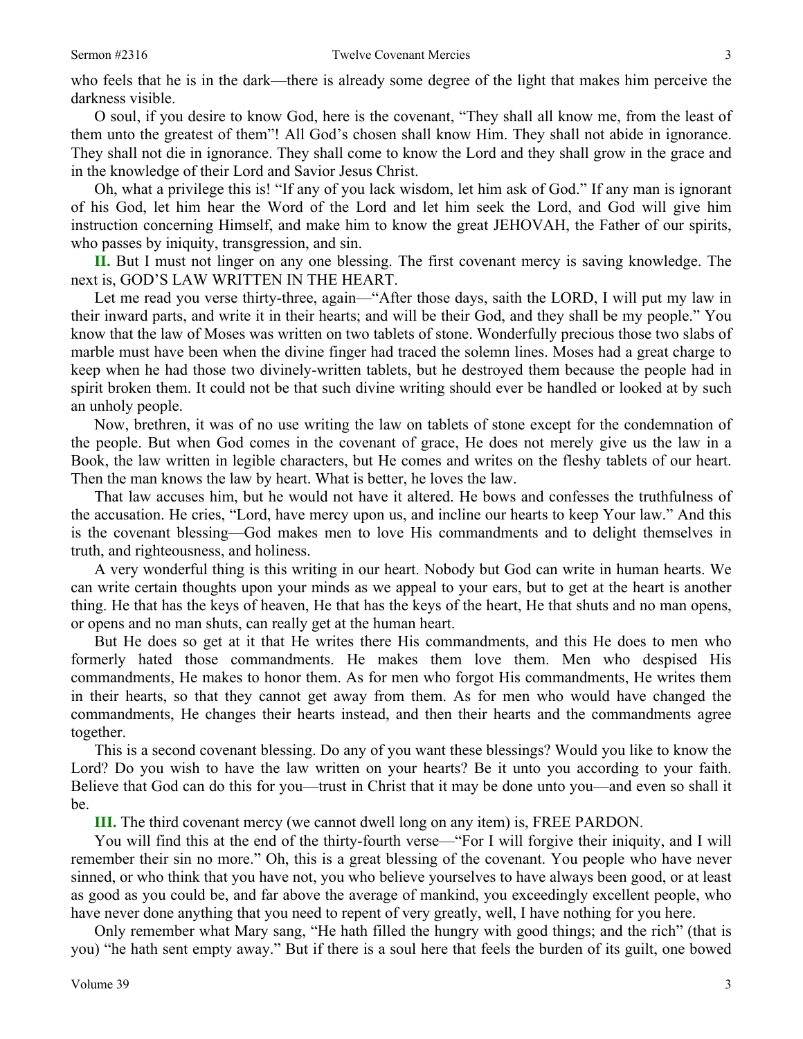who feels that he is in the dark—there is already some degree of the light that makes him perceive the darkness visible.

O soul, if you desire to know God, here is the covenant, "They shall all know me, from the least of them unto the greatest of them"! All God's chosen shall know Him. They shall not abide in ignorance. They shall not die in ignorance. They shall come to know the Lord and they shall grow in the grace and in the knowledge of their Lord and Savior Jesus Christ.

Oh, what a privilege this is! "If any of you lack wisdom, let him ask of God." If any man is ignorant of his God, let him hear the Word of the Lord and let him seek the Lord, and God will give him instruction concerning Himself, and make him to know the great JEHOVAH, the Father of our spirits, who passes by iniquity, transgression, and sin.

**II.** But I must not linger on any one blessing. The first covenant mercy is saving knowledge. The next is, GOD'S LAW WRITTEN IN THE HEART.

Let me read you verse thirty-three, again—"After those days, saith the LORD, I will put my law in their inward parts, and write it in their hearts; and will be their God, and they shall be my people." You know that the law of Moses was written on two tablets of stone. Wonderfully precious those two slabs of marble must have been when the divine finger had traced the solemn lines. Moses had a great charge to keep when he had those two divinely-written tablets, but he destroyed them because the people had in spirit broken them. It could not be that such divine writing should ever be handled or looked at by such an unholy people.

Now, brethren, it was of no use writing the law on tablets of stone except for the condemnation of the people. But when God comes in the covenant of grace, He does not merely give us the law in a Book, the law written in legible characters, but He comes and writes on the fleshy tablets of our heart. Then the man knows the law by heart. What is better, he loves the law.

That law accuses him, but he would not have it altered. He bows and confesses the truthfulness of the accusation. He cries, "Lord, have mercy upon us, and incline our hearts to keep Your law." And this is the covenant blessing—God makes men to love His commandments and to delight themselves in truth, and righteousness, and holiness.

A very wonderful thing is this writing in our heart. Nobody but God can write in human hearts. We can write certain thoughts upon your minds as we appeal to your ears, but to get at the heart is another thing. He that has the keys of heaven, He that has the keys of the heart, He that shuts and no man opens, or opens and no man shuts, can really get at the human heart.

But He does so get at it that He writes there His commandments, and this He does to men who formerly hated those commandments. He makes them love them. Men who despised His commandments, He makes to honor them. As for men who forgot His commandments, He writes them in their hearts, so that they cannot get away from them. As for men who would have changed the commandments, He changes their hearts instead, and then their hearts and the commandments agree together.

This is a second covenant blessing. Do any of you want these blessings? Would you like to know the Lord? Do you wish to have the law written on your hearts? Be it unto you according to your faith. Believe that God can do this for you—trust in Christ that it may be done unto you—and even so shall it be.

**III.** The third covenant mercy (we cannot dwell long on any item) is, FREE PARDON.

You will find this at the end of the thirty-fourth verse—"For I will forgive their iniquity, and I will remember their sin no more." Oh, this is a great blessing of the covenant. You people who have never sinned, or who think that you have not, you who believe yourselves to have always been good, or at least as good as you could be, and far above the average of mankind, you exceedingly excellent people, who have never done anything that you need to repent of very greatly, well, I have nothing for you here.

Only remember what Mary sang, "He hath filled the hungry with good things; and the rich" (that is you) "he hath sent empty away." But if there is a soul here that feels the burden of its guilt, one bowed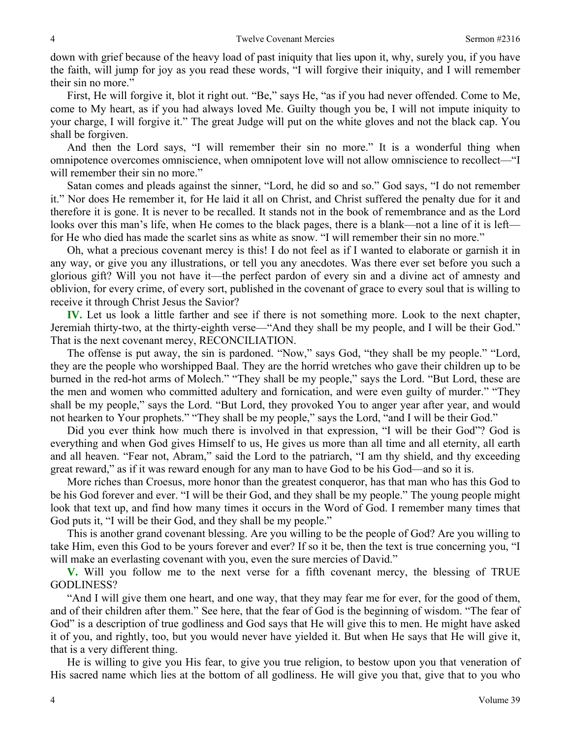down with grief because of the heavy load of past iniquity that lies upon it, why, surely you, if you have the faith, will jump for joy as you read these words, "I will forgive their iniquity, and I will remember their sin no more."

First, He will forgive it, blot it right out. "Be," says He, "as if you had never offended. Come to Me, come to My heart, as if you had always loved Me. Guilty though you be, I will not impute iniquity to your charge, I will forgive it." The great Judge will put on the white gloves and not the black cap. You shall be forgiven.

And then the Lord says, "I will remember their sin no more." It is a wonderful thing when omnipotence overcomes omniscience, when omnipotent love will not allow omniscience to recollect—"I will remember their sin no more."

Satan comes and pleads against the sinner, "Lord, he did so and so." God says, "I do not remember it." Nor does He remember it, for He laid it all on Christ, and Christ suffered the penalty due for it and therefore it is gone. It is never to be recalled. It stands not in the book of remembrance and as the Lord looks over this man's life, when He comes to the black pages, there is a blank—not a line of it is left—for He who died has made the scarlet sins as white as snow. "I will remember their sin no more."

Oh, what a precious covenant mercy is this! I do not feel as if I wanted to elaborate or garnish it in any way, or give you any illustrations, or tell you any anecdotes. Was there ever set before you such a glorious gift? Will you not have it—the perfect pardon of every sin and a divine act of amnesty and oblivion, for every crime, of every sort, published in the covenant of grace to every soul that is willing to receive it through Christ Jesus the Savior?

**IV.** Let us look a little farther and see if there is not something more. Look to the next chapter, Jeremiah thirty-two, at the thirty-eighth verse—"And they shall be my people, and I will be their God." That is the next covenant mercy, RECONCILIATION.

The offense is put away, the sin is pardoned. "Now," says God, "they shall be my people." "Lord, they are the people who worshipped Baal. They are the horrid wretches who gave their children up to be burned in the red-hot arms of Molech." "They shall be my people," says the Lord. "But Lord, these are the men and women who committed adultery and fornication, and were even guilty of murder." "They shall be my people," says the Lord. "But Lord, they provoked You to anger year after year, and would not hearken to Your prophets." "They shall be my people," says the Lord, "and I will be their God."

Did you ever think how much there is involved in that expression, "I will be their God"? God is everything and when God gives Himself to us, He gives us more than all time and all eternity, all earth and all heaven. "Fear not, Abram," said the Lord to the patriarch, "I am thy shield, and thy exceeding great reward," as if it was reward enough for any man to have God to be his God—and so it is.

More riches than Croesus, more honor than the greatest conqueror, has that man who has this God to be his God forever and ever. "I will be their God, and they shall be my people." The young people might look that text up, and find how many times it occurs in the Word of God. I remember many times that God puts it, "I will be their God, and they shall be my people."

This is another grand covenant blessing. Are you willing to be the people of God? Are you willing to take Him, even this God to be yours forever and ever? If so it be, then the text is true concerning you, "I will make an everlasting covenant with you, even the sure mercies of David."

**V.** Will you follow me to the next verse for a fifth covenant mercy, the blessing of TRUE GODLINESS?

"And I will give them one heart, and one way, that they may fear me for ever, for the good of them, and of their children after them." See here, that the fear of God is the beginning of wisdom. "The fear of God" is a description of true godliness and God says that He will give this to men. He might have asked it of you, and rightly, too, but you would never have yielded it. But when He says that He will give it, that is a very different thing.

He is willing to give you His fear, to give you true religion, to bestow upon you that veneration of His sacred name which lies at the bottom of all godliness. He will give you that, give that to you who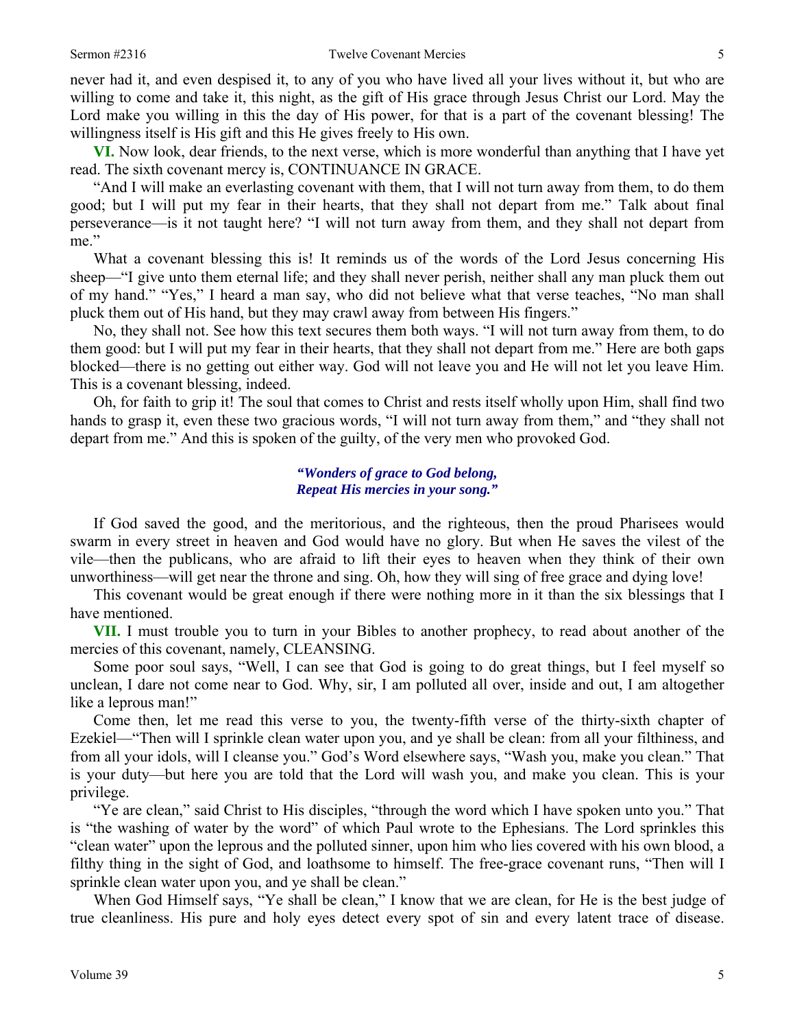never had it, and even despised it, to any of you who have lived all your lives without it, but who are willing to come and take it, this night, as the gift of His grace through Jesus Christ our Lord. May the Lord make you willing in this the day of His power, for that is a part of the covenant blessing! The willingness itself is His gift and this He gives freely to His own.

**VI.** Now look, dear friends, to the next verse, which is more wonderful than anything that I have yet read. The sixth covenant mercy is, CONTINUANCE IN GRACE.

"And I will make an everlasting covenant with them, that I will not turn away from them, to do them good; but I will put my fear in their hearts, that they shall not depart from me." Talk about final perseverance—is it not taught here? "I will not turn away from them, and they shall not depart from me."

What a covenant blessing this is! It reminds us of the words of the Lord Jesus concerning His sheep—"I give unto them eternal life; and they shall never perish, neither shall any man pluck them out of my hand." "Yes," I heard a man say, who did not believe what that verse teaches, "No man shall pluck them out of His hand, but they may crawl away from between His fingers."

No, they shall not. See how this text secures them both ways. "I will not turn away from them, to do them good: but I will put my fear in their hearts, that they shall not depart from me." Here are both gaps blocked—there is no getting out either way. God will not leave you and He will not let you leave Him. This is a covenant blessing, indeed.

Oh, for faith to grip it! The soul that comes to Christ and rests itself wholly upon Him, shall find two hands to grasp it, even these two gracious words, "I will not turn away from them," and "they shall not depart from me." And this is spoken of the guilty, of the very men who provoked God.

> ***"Wonders of grace to God belong,***
> ***Repeat His mercies in your song."***

If God saved the good, and the meritorious, and the righteous, then the proud Pharisees would swarm in every street in heaven and God would have no glory. But when He saves the vilest of the vile—then the publicans, who are afraid to lift their eyes to heaven when they think of their own unworthiness—will get near the throne and sing. Oh, how they will sing of free grace and dying love!

This covenant would be great enough if there were nothing more in it than the six blessings that I have mentioned.

**VII.** I must trouble you to turn in your Bibles to another prophecy, to read about another of the mercies of this covenant, namely, CLEANSING.

Some poor soul says, "Well, I can see that God is going to do great things, but I feel myself so unclean, I dare not come near to God. Why, sir, I am polluted all over, inside and out, I am altogether like a leprous man!"

Come then, let me read this verse to you, the twenty-fifth verse of the thirty-sixth chapter of Ezekiel—"Then will I sprinkle clean water upon you, and ye shall be clean: from all your filthiness, and from all your idols, will I cleanse you." God's Word elsewhere says, "Wash you, make you clean." That is your duty—but here you are told that the Lord will wash you, and make you clean. This is your privilege.

"Ye are clean," said Christ to His disciples, "through the word which I have spoken unto you." That is "the washing of water by the word" of which Paul wrote to the Ephesians. The Lord sprinkles this "clean water" upon the leprous and the polluted sinner, upon him who lies covered with his own blood, a filthy thing in the sight of God, and loathsome to himself. The free-grace covenant runs, "Then will I sprinkle clean water upon you, and ye shall be clean."

When God Himself says, "Ye shall be clean," I know that we are clean, for He is the best judge of true cleanliness. His pure and holy eyes detect every spot of sin and every latent trace of disease.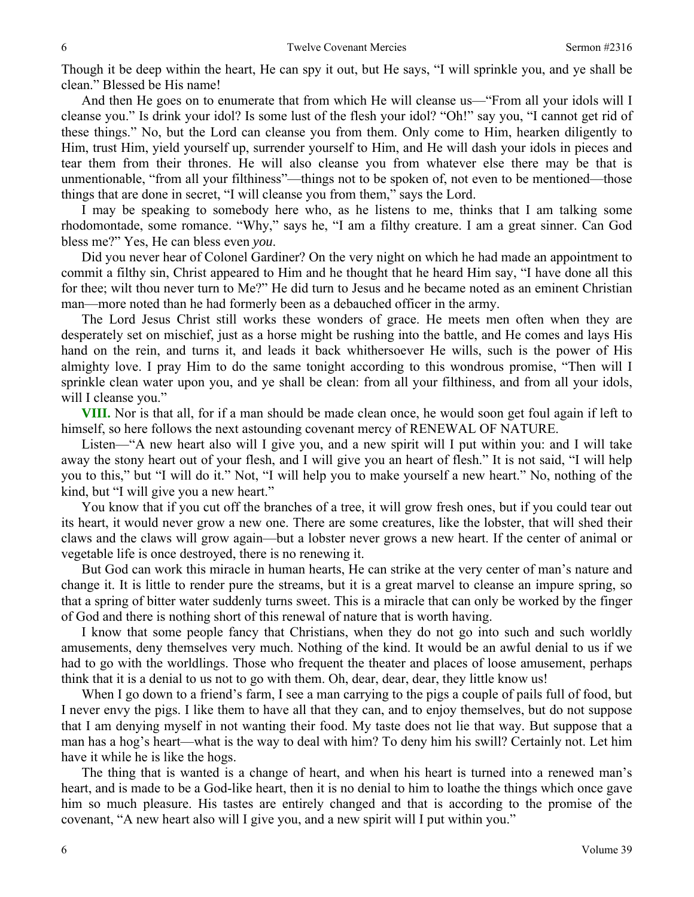Though it be deep within the heart, He can spy it out, but He says, "I will sprinkle you, and ye shall be clean." Blessed be His name!

And then He goes on to enumerate that from which He will cleanse us—"From all your idols will I cleanse you." Is drink your idol? Is some lust of the flesh your idol? "Oh!" say you, "I cannot get rid of these things." No, but the Lord can cleanse you from them. Only come to Him, hearken diligently to Him, trust Him, yield yourself up, surrender yourself to Him, and He will dash your idols in pieces and tear them from their thrones. He will also cleanse you from whatever else there may be that is unmentionable, "from all your filthiness"—things not to be spoken of, not even to be mentioned—those things that are done in secret, "I will cleanse you from them," says the Lord.

I may be speaking to somebody here who, as he listens to me, thinks that I am talking some rhodomontade, some romance. "Why," says he, "I am a filthy creature. I am a great sinner. Can God bless me?" Yes, He can bless even *you*.

Did you never hear of Colonel Gardiner? On the very night on which he had made an appointment to commit a filthy sin, Christ appeared to Him and he thought that he heard Him say, "I have done all this for thee; wilt thou never turn to Me?" He did turn to Jesus and he became noted as an eminent Christian man—more noted than he had formerly been as a debauched officer in the army.

The Lord Jesus Christ still works these wonders of grace. He meets men often when they are desperately set on mischief, just as a horse might be rushing into the battle, and He comes and lays His hand on the rein, and turns it, and leads it back whithersoever He wills, such is the power of His almighty love. I pray Him to do the same tonight according to this wondrous promise, "Then will I sprinkle clean water upon you, and ye shall be clean: from all your filthiness, and from all your idols, will I cleanse you."

**VIII.** Nor is that all, for if a man should be made clean once, he would soon get foul again if left to himself, so here follows the next astounding covenant mercy of RENEWAL OF NATURE.

Listen—"A new heart also will I give you, and a new spirit will I put within you: and I will take away the stony heart out of your flesh, and I will give you an heart of flesh." It is not said, "I will help you to this," but "I will do it." Not, "I will help you to make yourself a new heart." No, nothing of the kind, but "I will give you a new heart."

You know that if you cut off the branches of a tree, it will grow fresh ones, but if you could tear out its heart, it would never grow a new one. There are some creatures, like the lobster, that will shed their claws and the claws will grow again—but a lobster never grows a new heart. If the center of animal or vegetable life is once destroyed, there is no renewing it.

But God can work this miracle in human hearts, He can strike at the very center of man's nature and change it. It is little to render pure the streams, but it is a great marvel to cleanse an impure spring, so that a spring of bitter water suddenly turns sweet. This is a miracle that can only be worked by the finger of God and there is nothing short of this renewal of nature that is worth having.

I know that some people fancy that Christians, when they do not go into such and such worldly amusements, deny themselves very much. Nothing of the kind. It would be an awful denial to us if we had to go with the worldlings. Those who frequent the theater and places of loose amusement, perhaps think that it is a denial to us not to go with them. Oh, dear, dear, dear, they little know us!

When I go down to a friend's farm, I see a man carrying to the pigs a couple of pails full of food, but I never envy the pigs. I like them to have all that they can, and to enjoy themselves, but do not suppose that I am denying myself in not wanting their food. My taste does not lie that way. But suppose that a man has a hog's heart—what is the way to deal with him? To deny him his swill? Certainly not. Let him have it while he is like the hogs.

The thing that is wanted is a change of heart, and when his heart is turned into a renewed man's heart, and is made to be a God-like heart, then it is no denial to him to loathe the things which once gave him so much pleasure. His tastes are entirely changed and that is according to the promise of the covenant, "A new heart also will I give you, and a new spirit will I put within you."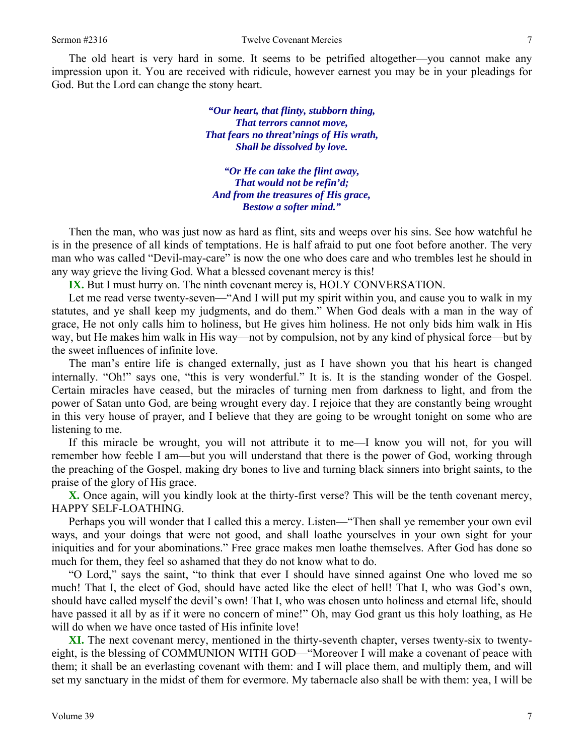The old heart is very hard in some. It seems to be petrified altogether—you cannot make any impression upon it. You are received with ridicule, however earnest you may be in your pleadings for God. But the Lord can change the stony heart.

> ***"Our heart, that flinty, stubborn thing,***
> ***That terrors cannot move,***
> ***That fears no threat'nings of His wrath,***
> ***Shall be dissolved by love.***
>
> ***"Or He can take the flint away,***
> ***That would not be refin'd;***
> ***And from the treasures of His grace,***
> ***Bestow a softer mind."***

Then the man, who was just now as hard as flint, sits and weeps over his sins. See how watchful he is in the presence of all kinds of temptations. He is half afraid to put one foot before another. The very man who was called "Devil-may-care" is now the one who does care and who trembles lest he should in any way grieve the living God. What a blessed covenant mercy is this!

**IX.** But I must hurry on. The ninth covenant mercy is, HOLY CONVERSATION.

Let me read verse twenty-seven—"And I will put my spirit within you, and cause you to walk in my statutes, and ye shall keep my judgments, and do them." When God deals with a man in the way of grace, He not only calls him to holiness, but He gives him holiness. He not only bids him walk in His way, but He makes him walk in His way—not by compulsion, not by any kind of physical force—but by the sweet influences of infinite love.

The man's entire life is changed externally, just as I have shown you that his heart is changed internally. "Oh!" says one, "this is very wonderful." It is. It is the standing wonder of the Gospel. Certain miracles have ceased, but the miracles of turning men from darkness to light, and from the power of Satan unto God, are being wrought every day. I rejoice that they are constantly being wrought in this very house of prayer, and I believe that they are going to be wrought tonight on some who are listening to me.

If this miracle be wrought, you will not attribute it to me—I know you will not, for you will remember how feeble I am—but you will understand that there is the power of God, working through the preaching of the Gospel, making dry bones to live and turning black sinners into bright saints, to the praise of the glory of His grace.

**X.** Once again, will you kindly look at the thirty-first verse? This will be the tenth covenant mercy, HAPPY SELF-LOATHING.

Perhaps you will wonder that I called this a mercy. Listen—"Then shall ye remember your own evil ways, and your doings that were not good, and shall loathe yourselves in your own sight for your iniquities and for your abominations." Free grace makes men loathe themselves. After God has done so much for them, they feel so ashamed that they do not know what to do.

"O Lord," says the saint, "to think that ever I should have sinned against One who loved me so much! That I, the elect of God, should have acted like the elect of hell! That I, who was God's own, should have called myself the devil's own! That I, who was chosen unto holiness and eternal life, should have passed it all by as if it were no concern of mine!" Oh, may God grant us this holy loathing, as He will do when we have once tasted of His infinite love!

**XI.** The next covenant mercy, mentioned in the thirty-seventh chapter, verses twenty-six to twenty-eight, is the blessing of COMMUNION WITH GOD—"Moreover I will make a covenant of peace with them; it shall be an everlasting covenant with them: and I will place them, and multiply them, and will set my sanctuary in the midst of them for evermore. My tabernacle also shall be with them: yea, I will be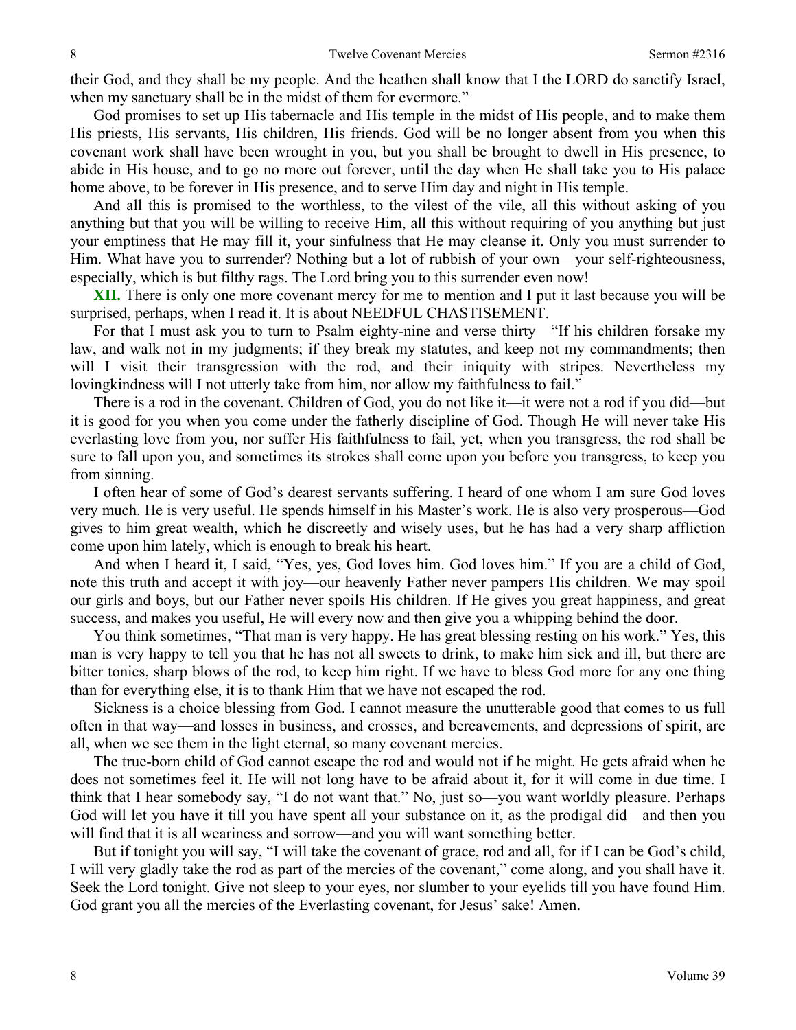their God, and they shall be my people. And the heathen shall know that I the LORD do sanctify Israel, when my sanctuary shall be in the midst of them for evermore."

God promises to set up His tabernacle and His temple in the midst of His people, and to make them His priests, His servants, His children, His friends. God will be no longer absent from you when this covenant work shall have been wrought in you, but you shall be brought to dwell in His presence, to abide in His house, and to go no more out forever, until the day when He shall take you to His palace home above, to be forever in His presence, and to serve Him day and night in His temple.

And all this is promised to the worthless, to the vilest of the vile, all this without asking of you anything but that you will be willing to receive Him, all this without requiring of you anything but just your emptiness that He may fill it, your sinfulness that He may cleanse it. Only you must surrender to Him. What have you to surrender? Nothing but a lot of rubbish of your own—your self-righteousness, especially, which is but filthy rags. The Lord bring you to this surrender even now!

**XII.** There is only one more covenant mercy for me to mention and I put it last because you will be surprised, perhaps, when I read it. It is about NEEDFUL CHASTISEMENT.

For that I must ask you to turn to Psalm eighty-nine and verse thirty—"If his children forsake my law, and walk not in my judgments; if they break my statutes, and keep not my commandments; then will I visit their transgression with the rod, and their iniquity with stripes. Nevertheless my lovingkindness will I not utterly take from him, nor allow my faithfulness to fail."

There is a rod in the covenant. Children of God, you do not like it—it were not a rod if you did—but it is good for you when you come under the fatherly discipline of God. Though He will never take His everlasting love from you, nor suffer His faithfulness to fail, yet, when you transgress, the rod shall be sure to fall upon you, and sometimes its strokes shall come upon you before you transgress, to keep you from sinning.

I often hear of some of God's dearest servants suffering. I heard of one whom I am sure God loves very much. He is very useful. He spends himself in his Master's work. He is also very prosperous—God gives to him great wealth, which he discreetly and wisely uses, but he has had a very sharp affliction come upon him lately, which is enough to break his heart.

And when I heard it, I said, "Yes, yes, God loves him. God loves him." If you are a child of God, note this truth and accept it with joy—our heavenly Father never pampers His children. We may spoil our girls and boys, but our Father never spoils His children. If He gives you great happiness, and great success, and makes you useful, He will every now and then give you a whipping behind the door.

You think sometimes, "That man is very happy. He has great blessing resting on his work." Yes, this man is very happy to tell you that he has not all sweets to drink, to make him sick and ill, but there are bitter tonics, sharp blows of the rod, to keep him right. If we have to bless God more for any one thing than for everything else, it is to thank Him that we have not escaped the rod.

Sickness is a choice blessing from God. I cannot measure the unutterable good that comes to us full often in that way—and losses in business, and crosses, and bereavements, and depressions of spirit, are all, when we see them in the light eternal, so many covenant mercies.

The true-born child of God cannot escape the rod and would not if he might. He gets afraid when he does not sometimes feel it. He will not long have to be afraid about it, for it will come in due time. I think that I hear somebody say, "I do not want that." No, just so—you want worldly pleasure. Perhaps God will let you have it till you have spent all your substance on it, as the prodigal did—and then you will find that it is all weariness and sorrow—and you will want something better.

But if tonight you will say, "I will take the covenant of grace, rod and all, for if I can be God's child, I will very gladly take the rod as part of the mercies of the covenant," come along, and you shall have it. Seek the Lord tonight. Give not sleep to your eyes, nor slumber to your eyelids till you have found Him. God grant you all the mercies of the Everlasting covenant, for Jesus' sake! Amen.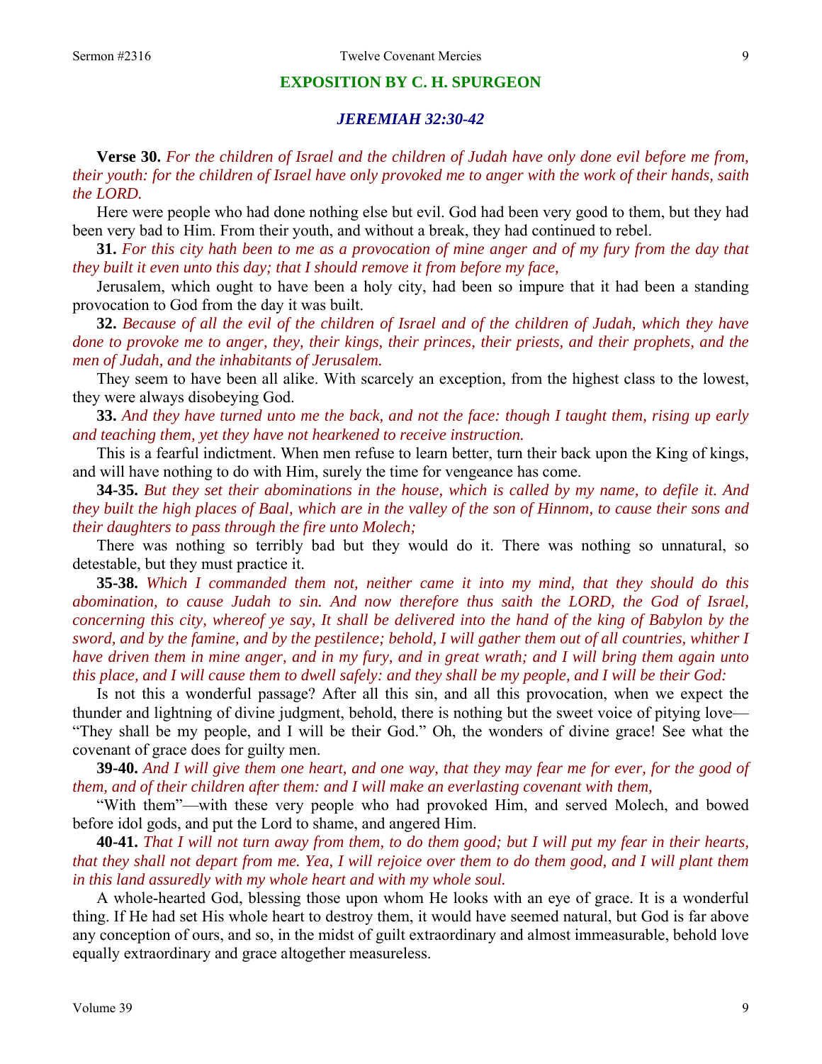## EXPOSITION BY C. H. SPURGEON

### *JEREMIAH 32:30-42*

**Verse 30.** *For the children of Israel and the children of Judah have only done evil before me from, their youth: for the children of Israel have only provoked me to anger with the work of their hands, saith the LORD.*

Here were people who had done nothing else but evil. God had been very good to them, but they had been very bad to Him. From their youth, and without a break, they had continued to rebel.

**31.** *For this city hath been to me as a provocation of mine anger and of my fury from the day that they built it even unto this day; that I should remove it from before my face,*

Jerusalem, which ought to have been a holy city, had been so impure that it had been a standing provocation to God from the day it was built.

**32.** *Because of all the evil of the children of Israel and of the children of Judah, which they have done to provoke me to anger, they, their kings, their princes, their priests, and their prophets, and the men of Judah, and the inhabitants of Jerusalem.*

They seem to have been all alike. With scarcely an exception, from the highest class to the lowest, they were always disobeying God.

**33.** *And they have turned unto me the back, and not the face: though I taught them, rising up early and teaching them, yet they have not hearkened to receive instruction.*

This is a fearful indictment. When men refuse to learn better, turn their back upon the King of kings, and will have nothing to do with Him, surely the time for vengeance has come.

**34-35.** *But they set their abominations in the house, which is called by my name, to defile it. And they built the high places of Baal, which are in the valley of the son of Hinnom, to cause their sons and their daughters to pass through the fire unto Molech;*

There was nothing so terribly bad but they would do it. There was nothing so unnatural, so detestable, but they must practice it.

**35-38.** *Which I commanded them not, neither came it into my mind, that they should do this abomination, to cause Judah to sin. And now therefore thus saith the LORD, the God of Israel, concerning this city, whereof ye say, It shall be delivered into the hand of the king of Babylon by the sword, and by the famine, and by the pestilence; behold, I will gather them out of all countries, whither I have driven them in mine anger, and in my fury, and in great wrath; and I will bring them again unto this place, and I will cause them to dwell safely: and they shall be my people, and I will be their God:*

Is not this a wonderful passage? After all this sin, and all this provocation, when we expect the thunder and lightning of divine judgment, behold, there is nothing but the sweet voice of pitying love—"They shall be my people, and I will be their God." Oh, the wonders of divine grace! See what the covenant of grace does for guilty men.

**39-40.** *And I will give them one heart, and one way, that they may fear me for ever, for the good of them, and of their children after them: and I will make an everlasting covenant with them,*

"With them"—with these very people who had provoked Him, and served Molech, and bowed before idol gods, and put the Lord to shame, and angered Him.

**40-41.** *That I will not turn away from them, to do them good; but I will put my fear in their hearts, that they shall not depart from me. Yea, I will rejoice over them to do them good, and I will plant them in this land assuredly with my whole heart and with my whole soul.*

A whole-hearted God, blessing those upon whom He looks with an eye of grace. It is a wonderful thing. If He had set His whole heart to destroy them, it would have seemed natural, but God is far above any conception of ours, and so, in the midst of guilt extraordinary and almost immeasurable, behold love equally extraordinary and grace altogether measureless.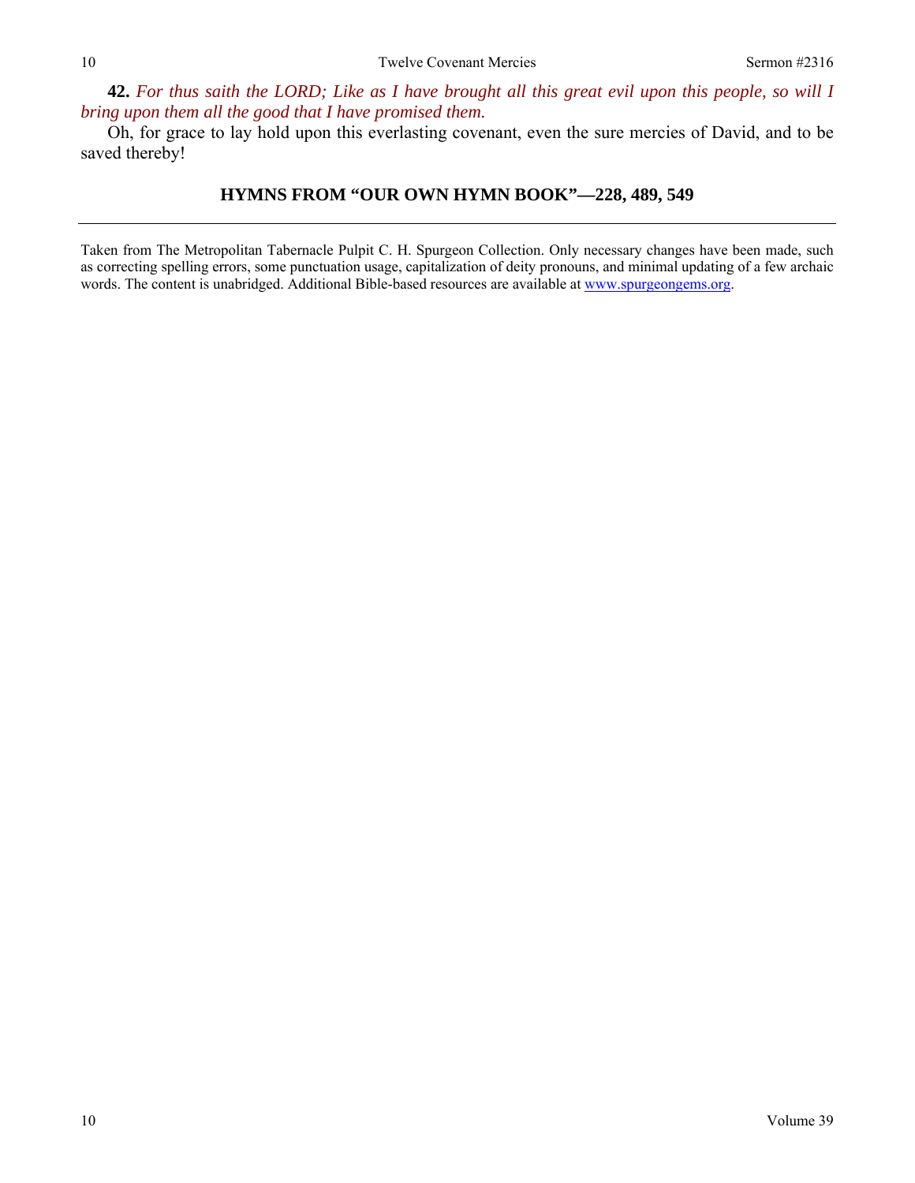**42.** *For thus saith the LORD; Like as I have brought all this great evil upon this people, so will I bring upon them all the good that I have promised them.*

Oh, for grace to lay hold upon this everlasting covenant, even the sure mercies of David, and to be saved thereby!

## HYMNS FROM "OUR OWN HYMN BOOK"—228, 489, 549

---

Taken from The Metropolitan Tabernacle Pulpit C. H. Spurgeon Collection. Only necessary changes have been made, such as correcting spelling errors, some punctuation usage, capitalization of deity pronouns, and minimal updating of a few archaic words. The content is unabridged. Additional Bible-based resources are available at www.spurgeongems.org.